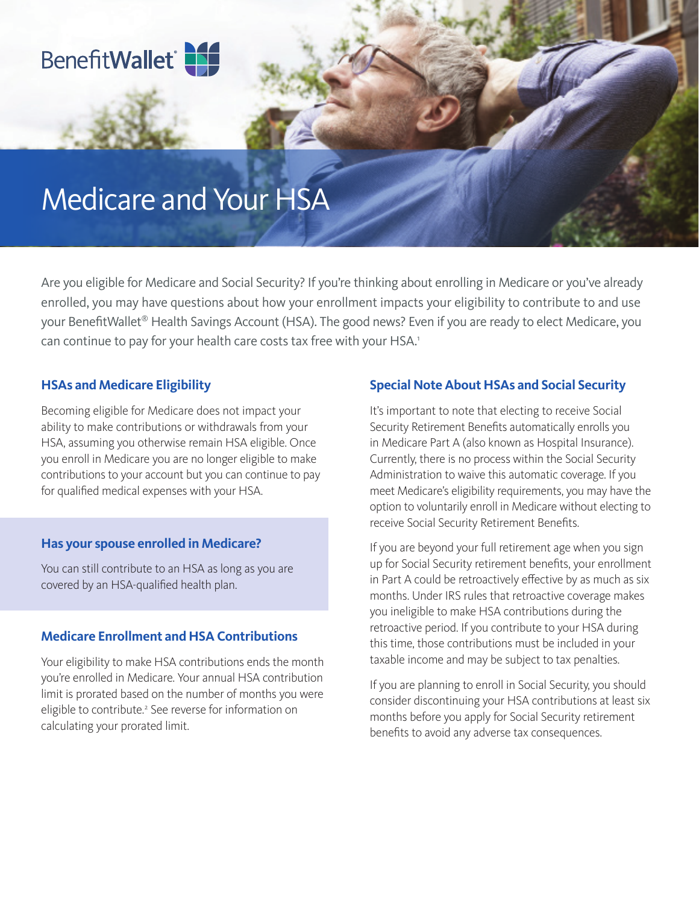BenefitWallet®

# Medicare and Your HSA

Are you eligible for Medicare and Social Security? If you're thinking about enrolling in Medicare or you've already enrolled, you may have questions about how your enrollment impacts your eligibility to contribute to and use your BenefitWallet® Health Savings Account (HSA). The good news? Even if you are ready to elect Medicare, you can continue to pay for your health care costs tax free with your HSA.[1]

## HSAs and Medicare Eligibility

Becoming eligible for Medicare does not impact your ability to make contributions or withdrawals from your HSA, assuming you otherwise remain HSA eligible. Once you enroll in Medicare you are no longer eligible to make contributions to your account but you can continue to pay for qualified medical expenses with your HSA.

### Has your spouse enrolled in Medicare?

You can still contribute to an HSA as long as you are covered by an HSA-qualified health plan.

## Medicare Enrollment and HSA Contributions

Your eligibility to make HSA contributions ends the month you're enrolled in Medicare. Your annual HSA contribution limit is prorated based on the number of months you were eligible to contribute.[2] See reverse for information on calculating your prorated limit.

## Special Note About HSAs and Social Security

It's important to note that electing to receive Social Security Retirement Benefits automatically enrolls you in Medicare Part A (also known as Hospital Insurance). Currently, there is no process within the Social Security Administration to waive this automatic coverage. If you meet Medicare's eligibility requirements, you may have the option to voluntarily enroll in Medicare without electing to receive Social Security Retirement Benefits.

If you are beyond your full retirement age when you sign up for Social Security retirement benefits, your enrollment in Part A could be retroactively effective by as much as six months. Under IRS rules that retroactive coverage makes you ineligible to make HSA contributions during the retroactive period. If you contribute to your HSA during this time, those contributions must be included in your taxable income and may be subject to tax penalties.

If you are planning to enroll in Social Security, you should consider discontinuing your HSA contributions at least six months before you apply for Social Security retirement benefits to avoid any adverse tax consequences.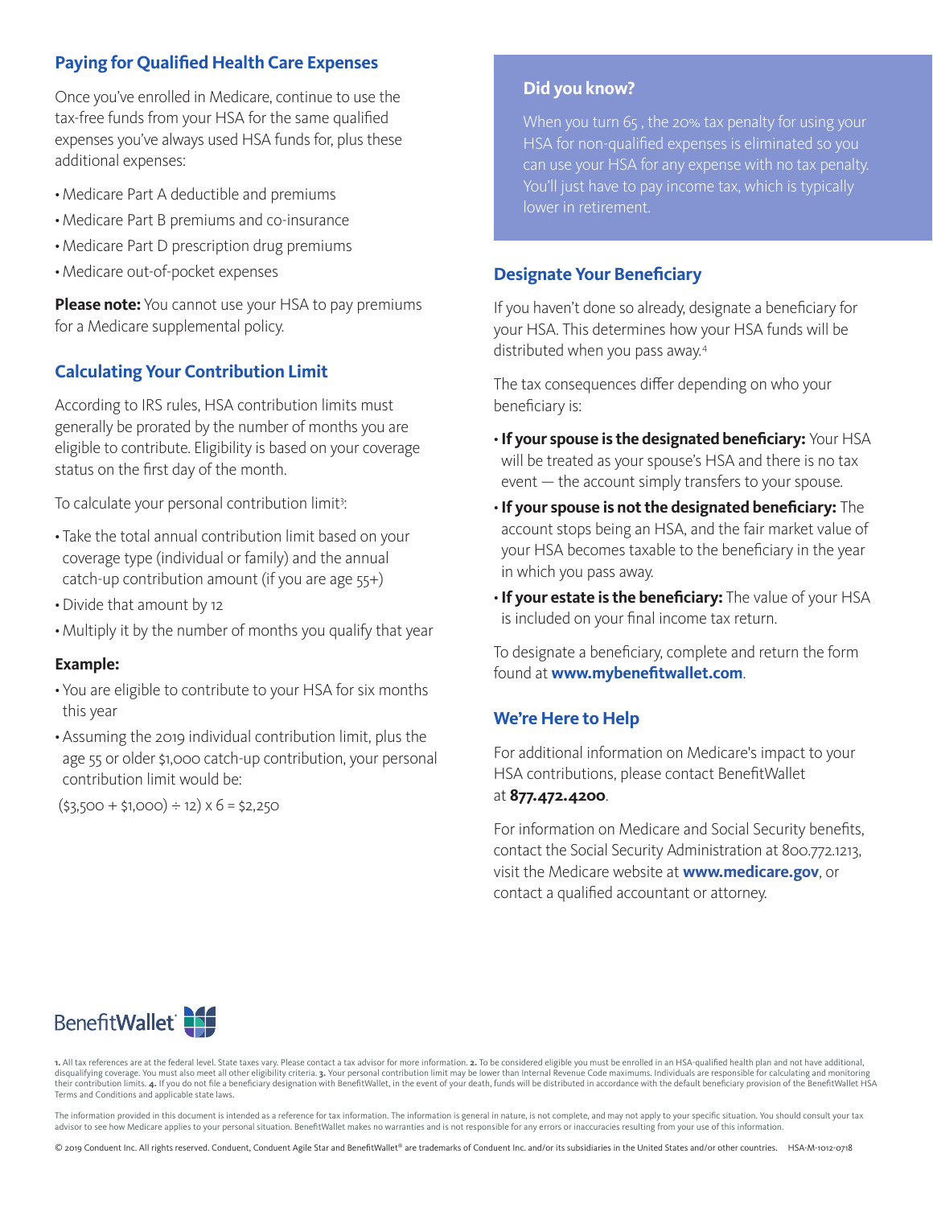## Paying for Qualified Health Care Expenses

Once you've enrolled in Medicare, continue to use the tax-free funds from your HSA for the same qualified expenses you've always used HSA funds for, plus these additional expenses:

- Medicare Part A deductible and premiums
- Medicare Part B premiums and co-insurance
- Medicare Part D prescription drug premiums
- Medicare out-of-pocket expenses

**Please note:** You cannot use your HSA to pay premiums for a Medicare supplemental policy.

## Calculating Your Contribution Limit

According to IRS rules, HSA contribution limits must generally be prorated by the number of months you are eligible to contribute. Eligibility is based on your coverage status on the first day of the month.

To calculate your personal contribution limit[3]:

- Take the total annual contribution limit based on your coverage type (individual or family) and the annual catch-up contribution amount (if you are age 55+)
- Divide that amount by 12
- Multiply it by the number of months you qualify that year

**Example:**

- You are eligible to contribute to your HSA for six months this year
- Assuming the 2019 individual contribution limit, plus the age 55 or older $1,000 catch-up contribution, your personal contribution limit would be:

($3,500 + $1,000) ÷ 12) x 6 = $2,250

### Did you know?

When you turn 65 , the 20% tax penalty for using your HSA for non-qualified expenses is eliminated so you can use your HSA for any expense with no tax penalty. You'll just have to pay income tax, which is typically lower in retirement.

## Designate Your Beneficiary

If you haven't done so already, designate a beneficiary for your HSA. This determines how your HSA funds will be distributed when you pass away.[4]

The tax consequences differ depending on who your beneficiary is:

- **If your spouse is the designated beneficiary:** Your HSA will be treated as your spouse's HSA and there is no tax event — the account simply transfers to your spouse.
- **If your spouse is not the designated beneficiary:** The account stops being an HSA, and the fair market value of your HSA becomes taxable to the beneficiary in the year in which you pass away.
- **If your estate is the beneficiary:** The value of your HSA is included on your final income tax return.

To designate a beneficiary, complete and return the form found at **www.mybenefitwallet.com**.

## We're Here to Help

For additional information on Medicare's impact to your HSA contributions, please contact BenefitWallet at **877.472.4200**.

For information on Medicare and Social Security benefits, contact the Social Security Administration at 800.772.1213, visit the Medicare website at **www.medicare.gov**, or contact a qualified accountant or attorney.

BenefitWallet

**1.** All tax references are at the federal level. State taxes vary. Please contact a tax advisor for more information. **2.** To be considered eligible you must be enrolled in an HSA-qualified health plan and not have additional, disqualifying coverage. You must also meet all other eligibility criteria. **3.** Your personal contribution limit may be lower than Internal Revenue Code maximums. Individuals are responsible for calculating and monitoring their contribution limits. **4.** If you do not file a beneficiary designation with BenefitWallet, in the event of your death, funds will be distributed in accordance with the default beneficiary provision of the BenefitWallet HSA Terms and Conditions and applicable state laws.

The information provided in this document is intended as a reference for tax information. The information is general in nature, is not complete, and may not apply to your specific situation. You should consult your tax advisor to see how Medicare applies to your personal situation. BenefitWallet makes no warranties and is not responsible for any errors or inaccuracies resulting from your use of this information.

© 2019 Conduent Inc. All rights reserved. Conduent, Conduent Agile Star and BenefitWallet® are trademarks of Conduent Inc. and/or its subsidiaries in the United States and/or other countries. HSA-M-1012-0718